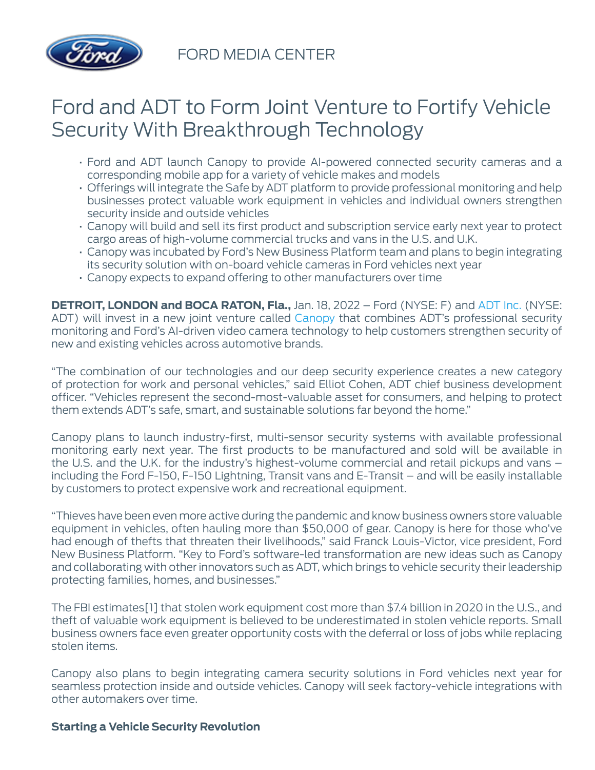FORD MEDIA CENTER

# Ford and ADT to Form Joint Venture to Fortify Vehicle Security With Breakthrough Technology

- Ford and ADT launch Canopy to provide AI-powered connected security cameras and a corresponding mobile app for a variety of vehicle makes and models
- Offerings will integrate the Safe by ADT platform to provide professional monitoring and help businesses protect valuable work equipment in vehicles and individual owners strengthen security inside and outside vehicles
- Canopy will build and sell its first product and subscription service early next year to protect cargo areas of high-volume commercial trucks and vans in the U.S. and U.K.
- Canopy was incubated by Ford's New Business Platform team and plans to begin integrating its security solution with on-board vehicle cameras in Ford vehicles next year
- Canopy expects to expand offering to other manufacturers over time

**DETROIT, LONDON and BOCA RATON, Fla.,** Jan. 18, 2022 – Ford (NYSE: F) and ADT Inc. (NYSE: ADT) will invest in a new joint venture called Canopy that combines ADT's professional security monitoring and Ford's AI-driven video camera technology to help customers strengthen security of new and existing vehicles across automotive brands.

"The combination of our technologies and our deep security experience creates a new category of protection for work and personal vehicles," said Elliot Cohen, ADT chief business development officer. "Vehicles represent the second-most-valuable asset for consumers, and helping to protect them extends ADT's safe, smart, and sustainable solutions far beyond the home."

Canopy plans to launch industry-first, multi-sensor security systems with available professional monitoring early next year. The first products to be manufactured and sold will be available in the U.S. and the U.K. for the industry's highest-volume commercial and retail pickups and vans – including the Ford F-150, F-150 Lightning, Transit vans and E-Transit – and will be easily installable by customers to protect expensive work and recreational equipment.

"Thieves have been even more active during the pandemic and know business owners store valuable equipment in vehicles, often hauling more than $50,000 of gear. Canopy is here for those who've had enough of thefts that threaten their livelihoods," said Franck Louis-Victor, vice president, Ford New Business Platform. "Key to Ford's software-led transformation are new ideas such as Canopy and collaborating with other innovators such as ADT, which brings to vehicle security their leadership protecting families, homes, and businesses."

The FBI estimates[1] that stolen work equipment cost more than $7.4 billion in 2020 in the U.S., and theft of valuable work equipment is believed to be underestimated in stolen vehicle reports. Small business owners face even greater opportunity costs with the deferral or loss of jobs while replacing stolen items.

Canopy also plans to begin integrating camera security solutions in Ford vehicles next year for seamless protection inside and outside vehicles. Canopy will seek factory-vehicle integrations with other automakers over time.

**Starting a Vehicle Security Revolution**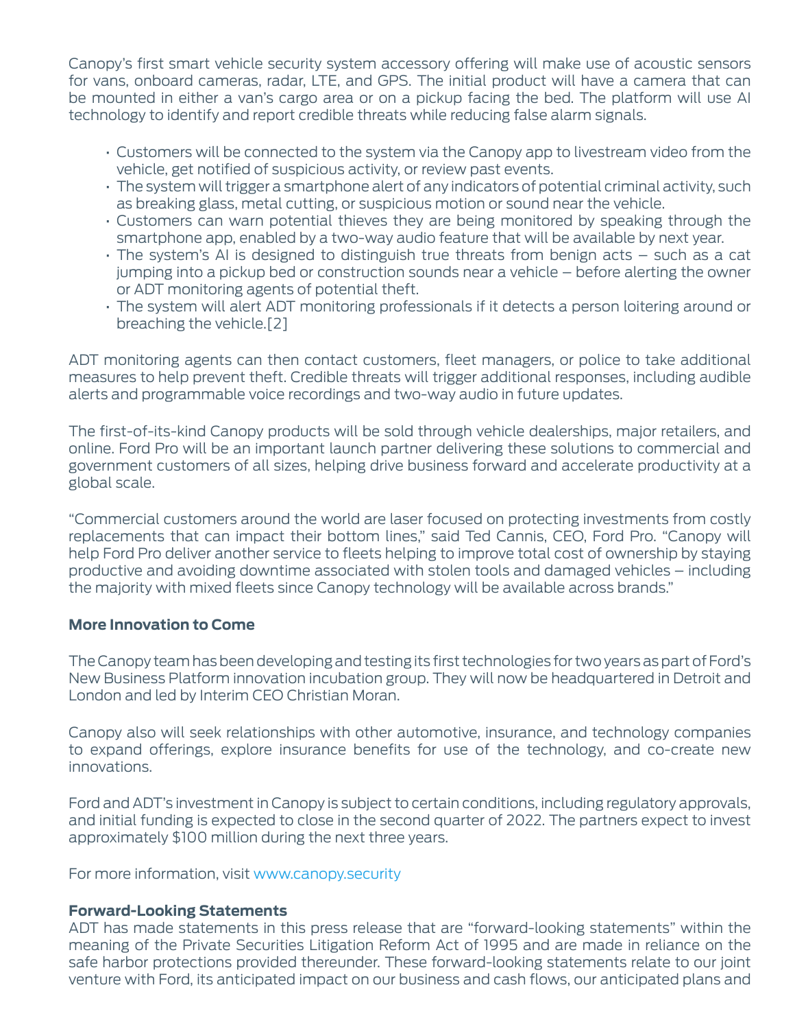Canopy's first smart vehicle security system accessory offering will make use of acoustic sensors for vans, onboard cameras, radar, LTE, and GPS. The initial product will have a camera that can be mounted in either a van's cargo area or on a pickup facing the bed. The platform will use AI technology to identify and report credible threats while reducing false alarm signals.

- Customers will be connected to the system via the Canopy app to livestream video from the vehicle, get notified of suspicious activity, or review past events.
- The system will trigger a smartphone alert of any indicators of potential criminal activity, such as breaking glass, metal cutting, or suspicious motion or sound near the vehicle.
- Customers can warn potential thieves they are being monitored by speaking through the smartphone app, enabled by a two-way audio feature that will be available by next year.
- The system's AI is designed to distinguish true threats from benign acts – such as a cat jumping into a pickup bed or construction sounds near a vehicle – before alerting the owner or ADT monitoring agents of potential theft.
- The system will alert ADT monitoring professionals if it detects a person loitering around or breaching the vehicle.[2]

ADT monitoring agents can then contact customers, fleet managers, or police to take additional measures to help prevent theft. Credible threats will trigger additional responses, including audible alerts and programmable voice recordings and two-way audio in future updates.

The first-of-its-kind Canopy products will be sold through vehicle dealerships, major retailers, and online. Ford Pro will be an important launch partner delivering these solutions to commercial and government customers of all sizes, helping drive business forward and accelerate productivity at a global scale.

"Commercial customers around the world are laser focused on protecting investments from costly replacements that can impact their bottom lines," said Ted Cannis, CEO, Ford Pro. "Canopy will help Ford Pro deliver another service to fleets helping to improve total cost of ownership by staying productive and avoiding downtime associated with stolen tools and damaged vehicles – including the majority with mixed fleets since Canopy technology will be available across brands."

**More Innovation to Come**

The Canopy team has been developing and testing its first technologies for two years as part of Ford's New Business Platform innovation incubation group. They will now be headquartered in Detroit and London and led by Interim CEO Christian Moran.

Canopy also will seek relationships with other automotive, insurance, and technology companies to expand offerings, explore insurance benefits for use of the technology, and co-create new innovations.

Ford and ADT's investment in Canopy is subject to certain conditions, including regulatory approvals, and initial funding is expected to close in the second quarter of 2022. The partners expect to invest approximately $100 million during the next three years.

For more information, visit www.canopy.security

**Forward-Looking Statements**

ADT has made statements in this press release that are "forward-looking statements" within the meaning of the Private Securities Litigation Reform Act of 1995 and are made in reliance on the safe harbor protections provided thereunder. These forward-looking statements relate to our joint venture with Ford, its anticipated impact on our business and cash flows, our anticipated plans and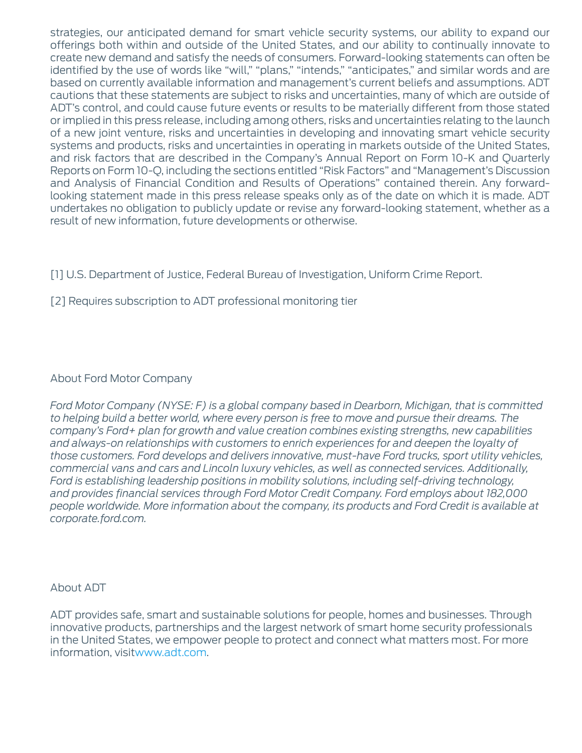strategies, our anticipated demand for smart vehicle security systems, our ability to expand our offerings both within and outside of the United States, and our ability to continually innovate to create new demand and satisfy the needs of consumers. Forward-looking statements can often be identified by the use of words like "will," "plans," "intends," "anticipates," and similar words and are based on currently available information and management's current beliefs and assumptions. ADT cautions that these statements are subject to risks and uncertainties, many of which are outside of ADT's control, and could cause future events or results to be materially different from those stated or implied in this press release, including among others, risks and uncertainties relating to the launch of a new joint venture, risks and uncertainties in developing and innovating smart vehicle security systems and products, risks and uncertainties in operating in markets outside of the United States, and risk factors that are described in the Company's Annual Report on Form 10-K and Quarterly Reports on Form 10-Q, including the sections entitled "Risk Factors" and "Management's Discussion and Analysis of Financial Condition and Results of Operations" contained therein. Any forward-looking statement made in this press release speaks only as of the date on which it is made. ADT undertakes no obligation to publicly update or revise any forward-looking statement, whether as a result of new information, future developments or otherwise.

[1] U.S. Department of Justice, Federal Bureau of Investigation, Uniform Crime Report.

[2] Requires subscription to ADT professional monitoring tier

About Ford Motor Company

*Ford Motor Company (NYSE: F) is a global company based in Dearborn, Michigan, that is committed to helping build a better world, where every person is free to move and pursue their dreams. The company's Ford+ plan for growth and value creation combines existing strengths, new capabilities and always-on relationships with customers to enrich experiences for and deepen the loyalty of those customers. Ford develops and delivers innovative, must-have Ford trucks, sport utility vehicles, commercial vans and cars and Lincoln luxury vehicles, as well as connected services. Additionally, Ford is establishing leadership positions in mobility solutions, including self-driving technology, and provides financial services through Ford Motor Credit Company. Ford employs about 182,000 people worldwide. More information about the company, its products and Ford Credit is available at corporate.ford.com.*

About ADT

ADT provides safe, smart and sustainable solutions for people, homes and businesses. Through innovative products, partnerships and the largest network of smart home security professionals in the United States, we empower people to protect and connect what matters most. For more information, visitwww.adt.com.